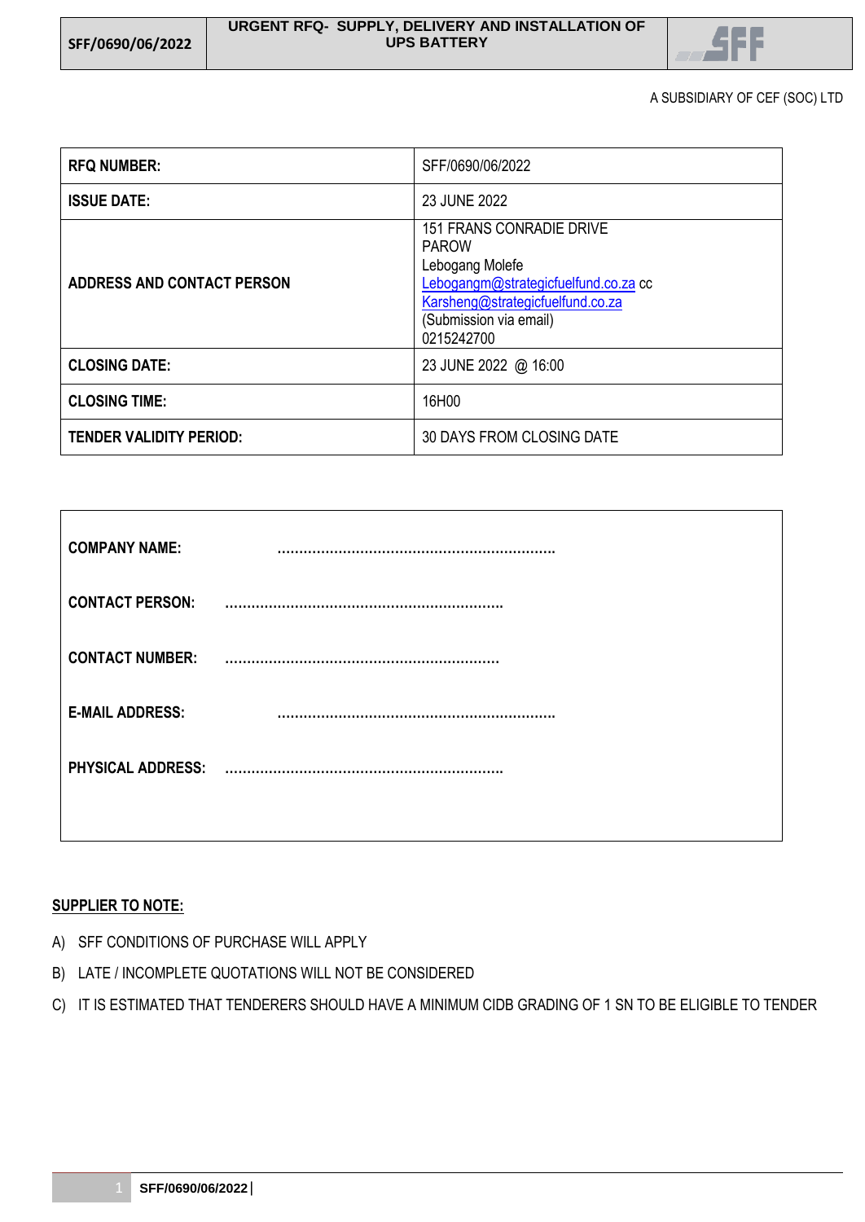| SFF/0690/06/2022 | URGENT RFQ- SUPPLY, DELIVERY AND INSTALLATION OF UPS BATTERY |
|---|---|

A SUBSIDIARY OF CEF (SOC) LTD

| **RFQ NUMBER:** | SFF/0690/06/2022 |
|---|---|
| **ISSUE DATE:** | 23 JUNE 2022 |
| **ADDRESS AND CONTACT PERSON** | 151 FRANS CONRADIE DRIVE<br>PAROW<br>Lebogang Molefe<br>Lebogangm@strategicfuelfund.co.za cc<br>Karsheng@strategicfuelfund.co.za<br>(Submission via email)<br>0215242700 |
| **CLOSING DATE:** | 23 JUNE 2022 @ 16:00 |
| **CLOSING TIME:** | 16H00 |
| **TENDER VALIDITY PERIOD:** | 30 DAYS FROM CLOSING DATE |

**COMPANY NAME:** ……………………………………………………………

**CONTACT PERSON:** ……………………………………………………………

**CONTACT NUMBER:** ……………………………………………………………

**E-MAIL ADDRESS:** ……………………………………………………………

**PHYSICAL ADDRESS:** ……………………………………………………………

**SUPPLIER TO NOTE:**

A) SFF CONDITIONS OF PURCHASE WILL APPLY

B) LATE / INCOMPLETE QUOTATIONS WILL NOT BE CONSIDERED

C) IT IS ESTIMATED THAT TENDERERS SHOULD HAVE A MINIMUM CIDB GRADING OF 1 SN TO BE ELIGIBLE TO TENDER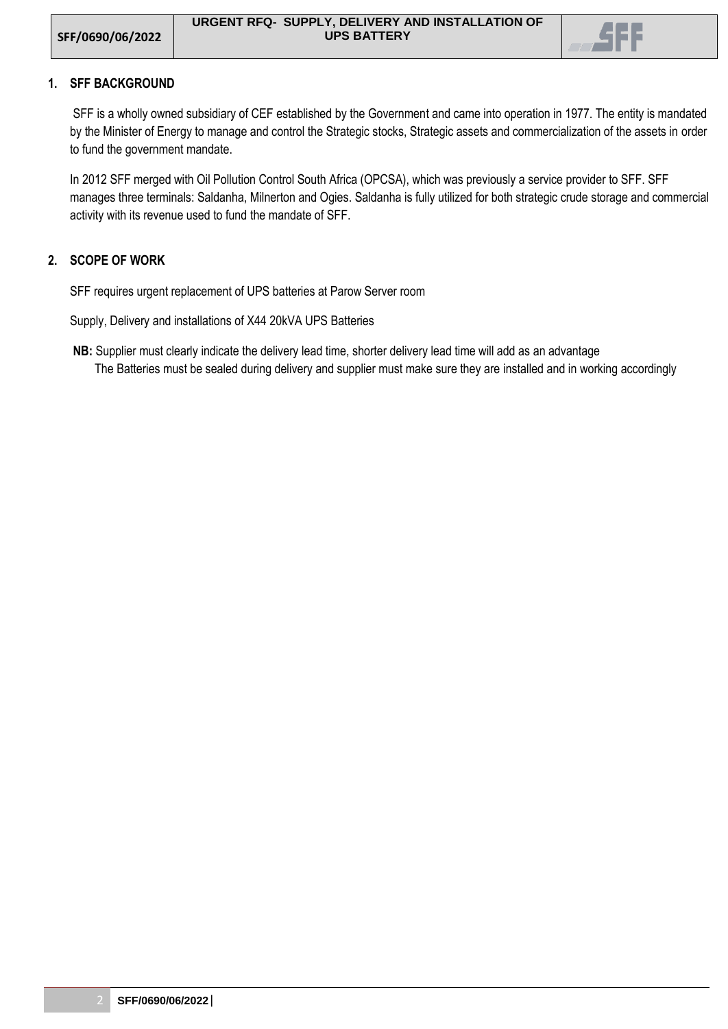## 1. SFF BACKGROUND

SFF is a wholly owned subsidiary of CEF established by the Government and came into operation in 1977. The entity is mandated by the Minister of Energy to manage and control the Strategic stocks, Strategic assets and commercialization of the assets in order to fund the government mandate.

In 2012 SFF merged with Oil Pollution Control South Africa (OPCSA), which was previously a service provider to SFF. SFF manages three terminals: Saldanha, Milnerton and Ogies. Saldanha is fully utilized for both strategic crude storage and commercial activity with its revenue used to fund the mandate of SFF.

## 2. SCOPE OF WORK

SFF requires urgent replacement of UPS batteries at Parow Server room

Supply, Delivery and installations of X44 20kVA UPS Batteries

**NB:** Supplier must clearly indicate the delivery lead time, shorter delivery lead time will add as an advantage
The Batteries must be sealed during delivery and supplier must make sure they are installed and in working accordingly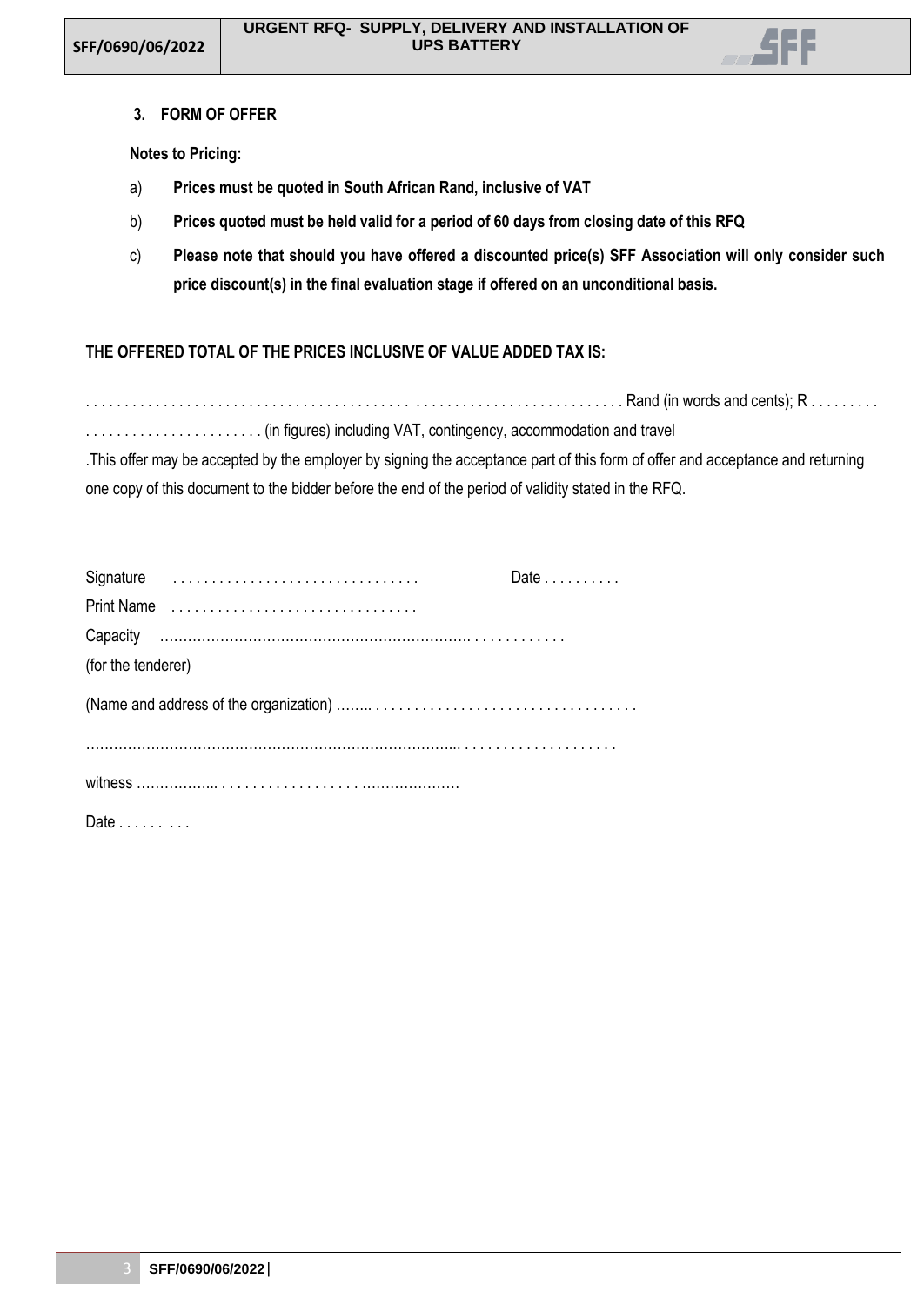### 3. FORM OF OFFER

**Notes to Pricing:**

a) **Prices must be quoted in South African Rand, inclusive of VAT**

b) **Prices quoted must be held valid for a period of 60 days from closing date of this RFQ**

c) **Please note that should you have offered a discounted price(s) SFF Association will only consider such price discount(s) in the final evaluation stage if offered on an unconditional basis.**

**THE OFFERED TOTAL OF THE PRICES INCLUSIVE OF VALUE ADDED TAX IS:**

. . . . . . . . . . . . . . . . . . . . . . . . . . . . . . . . . . . . . . . . . . . . . . . . . . . . . . . . . . . . . . . . . . . . Rand (in words and cents); R . . . . . . . . .
. . . . . . . . . . . . . . . . . . . . . . (in figures) including VAT, contingency, accommodation and travel

.This offer may be accepted by the employer by signing the acceptance part of this form of offer and acceptance and returning one copy of this document to the bidder before the end of the period of validity stated in the RFQ.

Signature . . . . . . . . . . . . . . . . . . . . . . . . . . . . . . . Date . . . . . . . . . .

Print Name . . . . . . . . . . . . . . . . . . . . . . . . . . . . . . .

Capacity ……………………………………………………….. . . . . . . . . . . . .

(for the tenderer)

(Name and address of the organization) …….. . . . . . . . . . . . . . . . . . . . . . . . . . . . . . . . . .

…………………………………………………………………... . . . . . . . . . . . . . . . . . . . .

witness ……………... . . . . . . . . . . . . . . . . . . . ………………..

Date . . . . . . . . .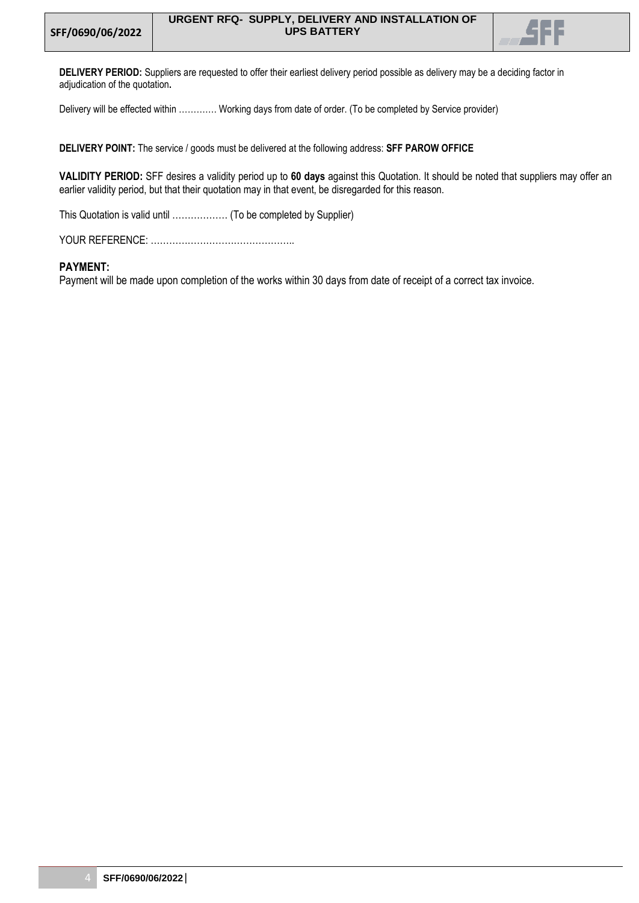**DELIVERY PERIOD:** Suppliers are requested to offer their earliest delivery period possible as delivery may be a deciding factor in adjudication of the quotation**.**

Delivery will be effected within …………. Working days from date of order. (To be completed by Service provider)

**DELIVERY POINT:** The service / goods must be delivered at the following address: **SFF PAROW OFFICE**

**VALIDITY PERIOD:** SFF desires a validity period up to **60 days** against this Quotation. It should be noted that suppliers may offer an earlier validity period, but that their quotation may in that event, be disregarded for this reason.

This Quotation is valid until ……………… (To be completed by Supplier)

YOUR REFERENCE: ………………………………………..

**PAYMENT:**

Payment will be made upon completion of the works within 30 days from date of receipt of a correct tax invoice.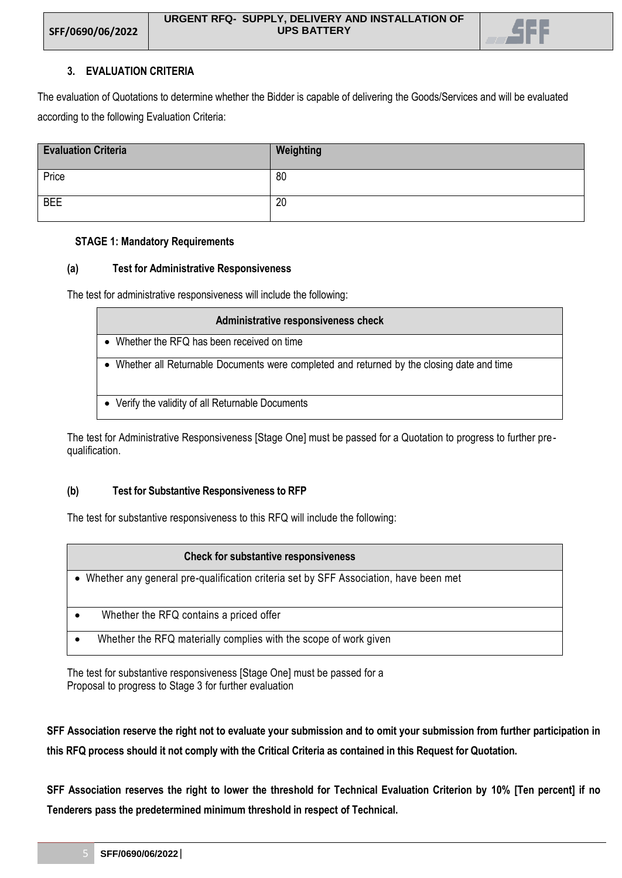## 3. EVALUATION CRITERIA

The evaluation of Quotations to determine whether the Bidder is capable of delivering the Goods/Services and will be evaluated according to the following Evaluation Criteria:

| Evaluation Criteria | Weighting |
|---|---|
| Price | 80 |
| BEE | 20 |

**STAGE 1: Mandatory Requirements**

**(a) Test for Administrative Responsiveness**

The test for administrative responsiveness will include the following:

| Administrative responsiveness check |
|---|
| • Whether the RFQ has been received on time |
| • Whether all Returnable Documents were completed and returned by the closing date and time |
| • Verify the validity of all Returnable Documents |

The test for Administrative Responsiveness [Stage One] must be passed for a Quotation to progress to further pre-qualification.

**(b) Test for Substantive Responsiveness to RFP**

The test for substantive responsiveness to this RFQ will include the following:

| Check for substantive responsiveness |
|---|
| • Whether any general pre-qualification criteria set by SFF Association, have been met |
| • Whether the RFQ contains a priced offer |
| • Whether the RFQ materially complies with the scope of work given |

The test for substantive responsiveness [Stage One] must be passed for a Proposal to progress to Stage 3 for further evaluation

**SFF Association reserve the right not to evaluate your submission and to omit your submission from further participation in this RFQ process should it not comply with the Critical Criteria as contained in this Request for Quotation.**

**SFF Association reserves the right to lower the threshold for Technical Evaluation Criterion by 10% [Ten percent] if no Tenderers pass the predetermined minimum threshold in respect of Technical.**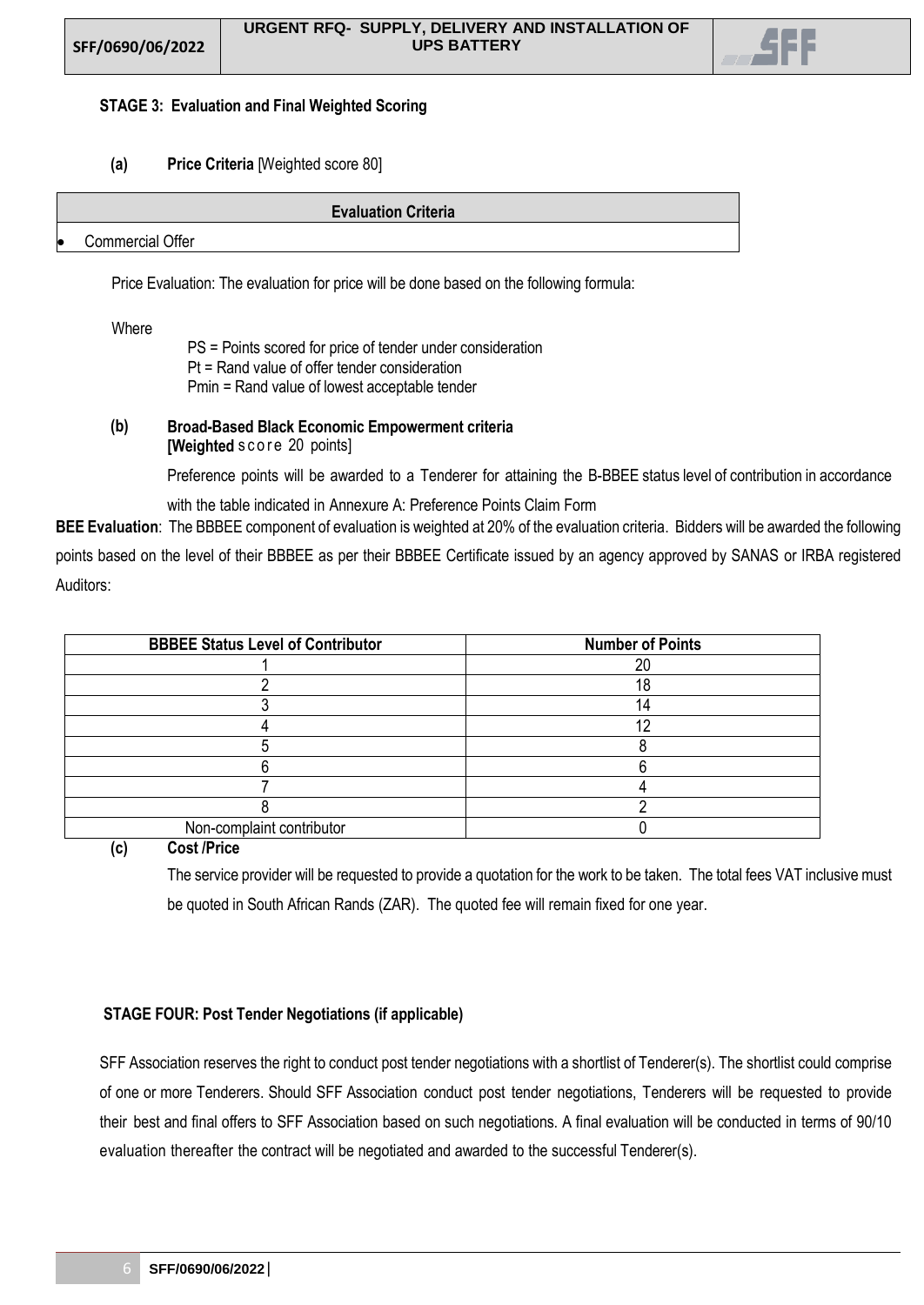**STAGE 3: Evaluation and Final Weighted Scoring**

**(a) Price Criteria** [Weighted score 80]

| Evaluation Criteria |
| --- |
| • Commercial Offer |

Price Evaluation: The evaluation for price will be done based on the following formula:

Where

PS = Points scored for price of tender under consideration
Pt = Rand value of offer tender consideration
Pmin = Rand value of lowest acceptable tender

**(b) Broad-Based Black Economic Empowerment criteria**
**[Weighted** score 20 points]

Preference points will be awarded to a Tenderer for attaining the B-BBEE status level of contribution in accordance with the table indicated in Annexure A: Preference Points Claim Form

**BEE Evaluation**: The BBBEE component of evaluation is weighted at 20% of the evaluation criteria. Bidders will be awarded the following points based on the level of their BBBEE as per their BBBEE Certificate issued by an agency approved by SANAS or IRBA registered Auditors:

| BBBEE Status Level of Contributor | Number of Points |
| --- | --- |
| 1 | 20 |
| 2 | 18 |
| 3 | 14 |
| 4 | 12 |
| 5 | 8 |
| 6 | 6 |
| 7 | 4 |
| 8 | 2 |
| Non-complaint contributor | 0 |

**(c) Cost /Price**

The service provider will be requested to provide a quotation for the work to be taken. The total fees VAT inclusive must be quoted in South African Rands (ZAR). The quoted fee will remain fixed for one year.

**STAGE FOUR: Post Tender Negotiations (if applicable)**

SFF Association reserves the right to conduct post tender negotiations with a shortlist of Tenderer(s). The shortlist could comprise of one or more Tenderers. Should SFF Association conduct post tender negotiations, Tenderers will be requested to provide their best and final offers to SFF Association based on such negotiations. A final evaluation will be conducted in terms of 90/10 evaluation thereafter the contract will be negotiated and awarded to the successful Tenderer(s).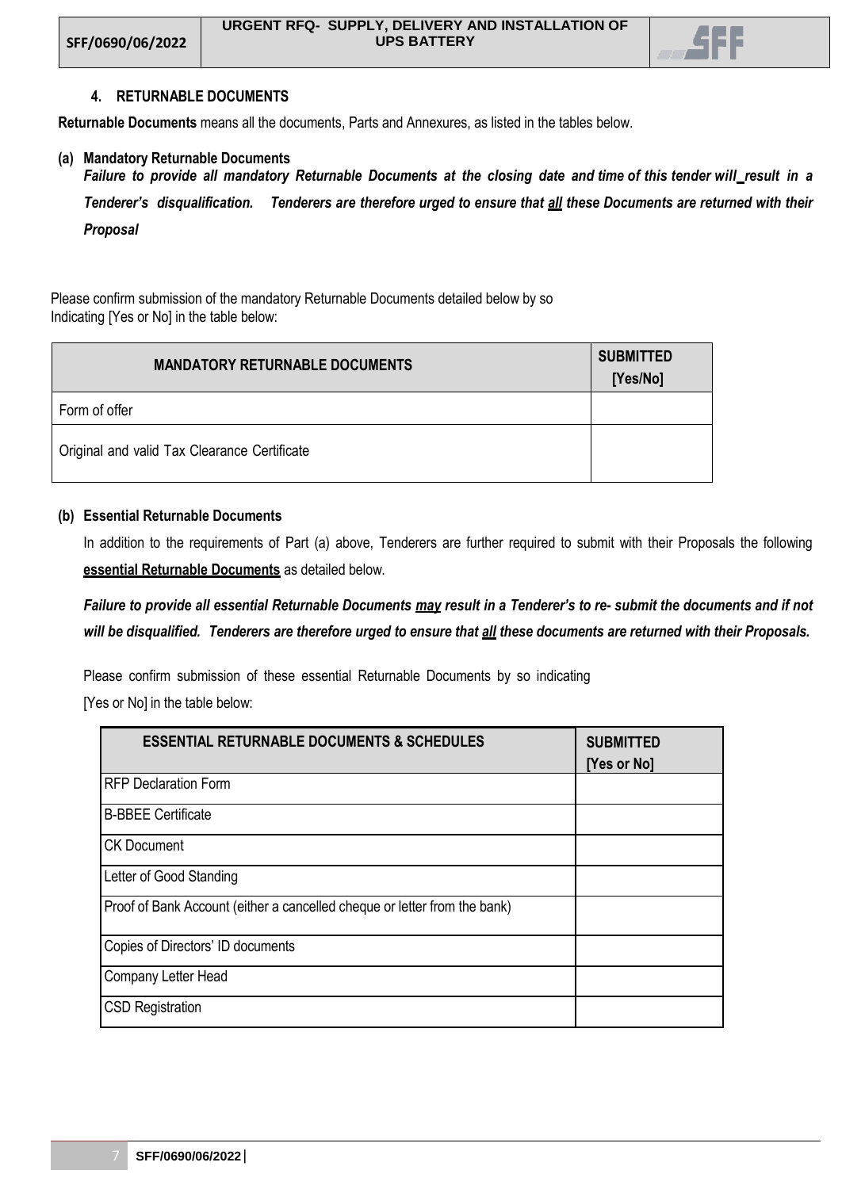## 4. RETURNABLE DOCUMENTS

**Returnable Documents** means all the documents, Parts and Annexures, as listed in the tables below.

**(a) Mandatory Returnable Documents**

***Failure to provide all mandatory Returnable Documents at the closing date and time of this tender will result in a Tenderer's disqualification. Tenderers are therefore urged to ensure that all these Documents are returned with their Proposal***

Please confirm submission of the mandatory Returnable Documents detailed below by so Indicating [Yes or No] in the table below:

| MANDATORY RETURNABLE DOCUMENTS | SUBMITTED [Yes/No] |
|---|---|
| Form of offer | |
| Original and valid Tax Clearance Certificate | |

**(b) Essential Returnable Documents**

In addition to the requirements of Part (a) above, Tenderers are further required to submit with their Proposals the following **essential Returnable Documents** as detailed below.

***Failure to provide all essential Returnable Documents may result in a Tenderer's to re- submit the documents and if not will be disqualified. Tenderers are therefore urged to ensure that all these documents are returned with their Proposals.***

Please confirm submission of these essential Returnable Documents by so indicating [Yes or No] in the table below:

| ESSENTIAL RETURNABLE DOCUMENTS & SCHEDULES | SUBMITTED [Yes or No] |
|---|---|
| RFP Declaration Form | |
| B-BBEE Certificate | |
| CK Document | |
| Letter of Good Standing | |
| Proof of Bank Account (either a cancelled cheque or letter from the bank) | |
| Copies of Directors' ID documents | |
| Company Letter Head | |
| CSD Registration | |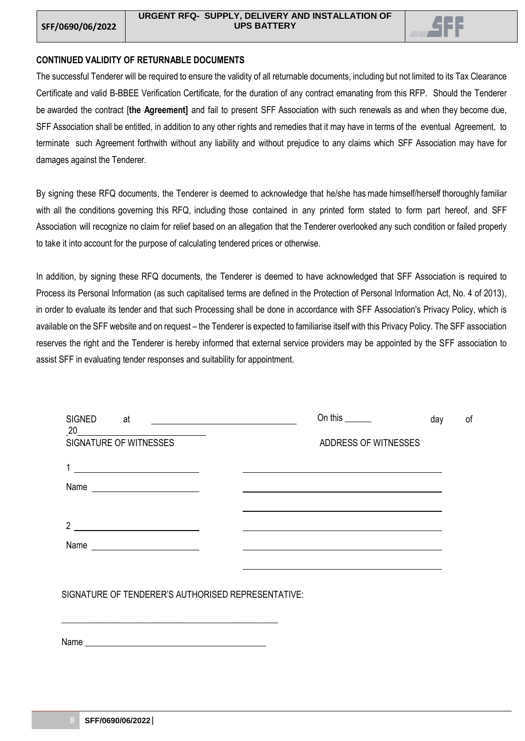**CONTINUED VALIDITY OF RETURNABLE DOCUMENTS**

The successful Tenderer will be required to ensure the validity of all returnable documents, including but not limited to its Tax Clearance Certificate and valid B-BBEE Verification Certificate, for the duration of any contract emanating from this RFP. Should the Tenderer be awarded the contract [**the Agreement]** and fail to present SFF Association with such renewals as and when they become due, SFF Association shall be entitled, in addition to any other rights and remedies that it may have in terms of the eventual Agreement, to terminate such Agreement forthwith without any liability and without prejudice to any claims which SFF Association may have for damages against the Tenderer.

By signing these RFQ documents, the Tenderer is deemed to acknowledge that he/she has made himself/herself thoroughly familiar with all the conditions governing this RFQ, including those contained in any printed form stated to form part hereof, and SFF Association will recognize no claim for relief based on an allegation that the Tenderer overlooked any such condition or failed properly to take it into account for the purpose of calculating tendered prices or otherwise.

In addition, by signing these RFQ documents, the Tenderer is deemed to have acknowledged that SFF Association is required to Process its Personal Information (as such capitalised terms are defined in the Protection of Personal Information Act, No. 4 of 2013), in order to evaluate its tender and that such Processing shall be done in accordance with SFF Association's Privacy Policy, which is available on the SFF website and on request – the Tenderer is expected to familiarise itself with this Privacy Policy. The SFF association reserves the right and the Tenderer is hereby informed that external service providers may be appointed by the SFF association to assist SFF in evaluating tender responses and suitability for appointment.

SIGNED at ______________________________ On this ______ day of 20______________________

SIGNATURE OF WITNESSES ADDRESS OF WITNESSES

1 ________________________ ______________________________________

Name ______________________ ______________________________________

______________________________________

2 ________________________ ______________________________________

Name ______________________ ______________________________________

______________________________________

SIGNATURE OF TENDERER'S AUTHORISED REPRESENTATIVE:

_______________________________________________

Name _________________________________________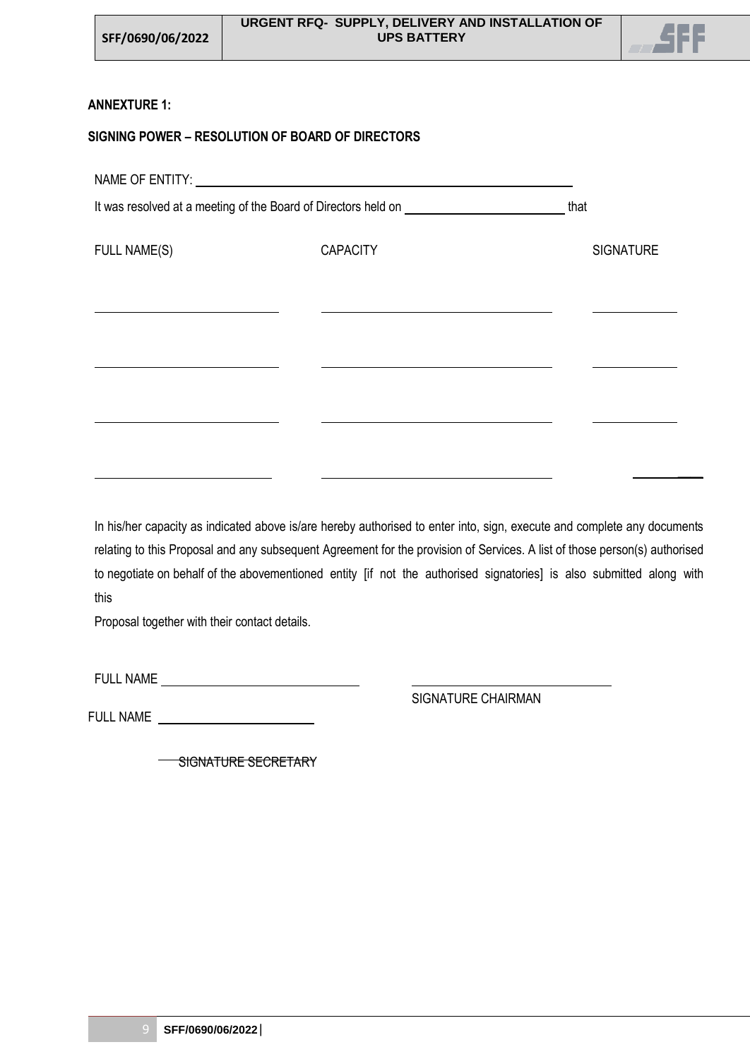**ANNEXURE 1:**

**SIGNING POWER – RESOLUTION OF BOARD OF DIRECTORS**

NAME OF ENTITY: ______________________________________________

It was resolved at a meeting of the Board of Directors held on ________________________ that

| FULL NAME(S) | CAPACITY | SIGNATURE |
|---|---|---|
| ____________________ | ________________________ | __________ |
| ____________________ | ________________________ | __________ |
| ____________________ | ________________________ | __________ |
| ____________________ | ________________________ | __________ |

In his/her capacity as indicated above is/are hereby authorised to enter into, sign, execute and complete any documents relating to this Proposal and any subsequent Agreement for the provision of Services. A list of those person(s) authorised to negotiate on behalf of the abovementioned entity [if not the authorised signatories] is also submitted along with this

Proposal together with their contact details.

FULL NAME ______________________________

______________________________
SIGNATURE CHAIRMAN

FULL NAME ________________________

SIGNATURE SECRETARY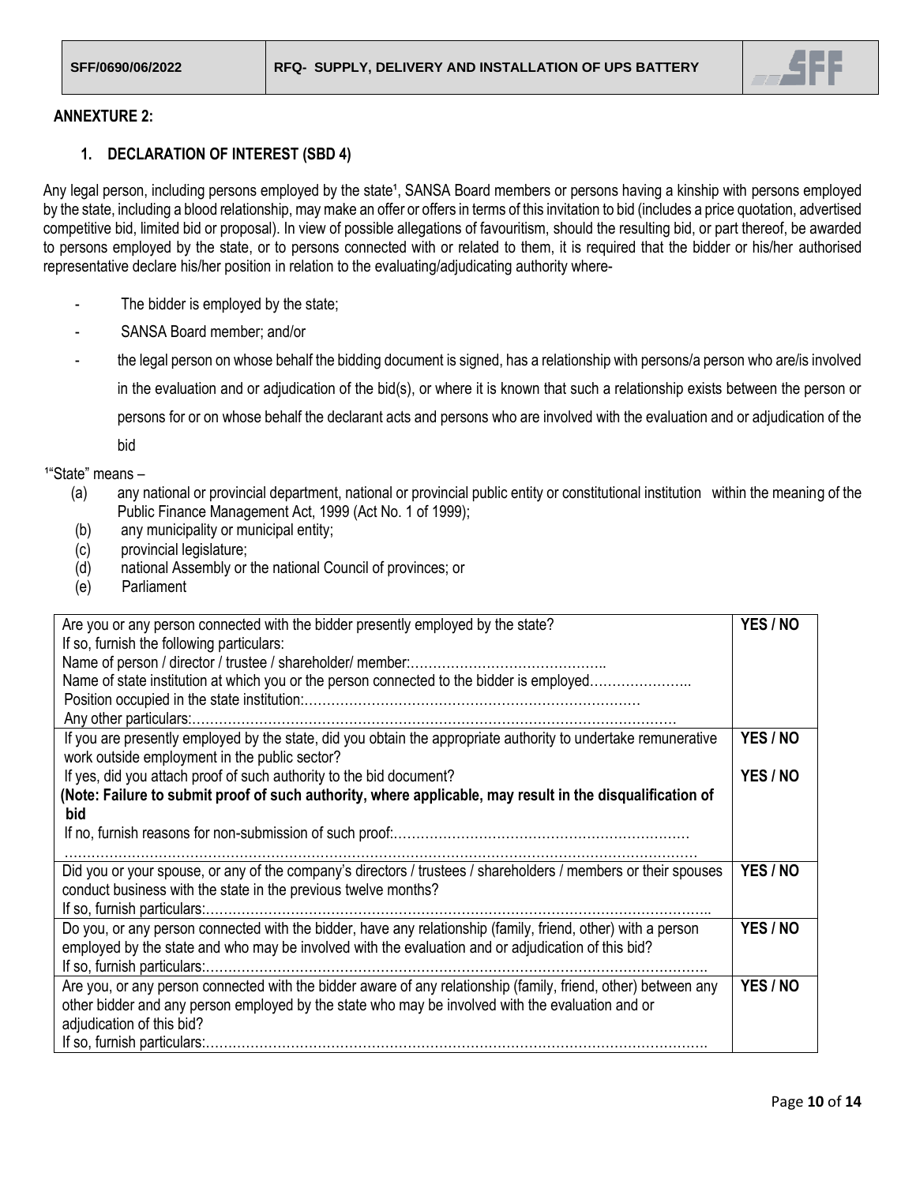## ANNEXTURE 2:

### 1. DECLARATION OF INTEREST (SBD 4)

Any legal person, including persons employed by the state[1], SANSA Board members or persons having a kinship with persons employed by the state, including a blood relationship, may make an offer or offers in terms of this invitation to bid (includes a price quotation, advertised competitive bid, limited bid or proposal). In view of possible allegations of favouritism, should the resulting bid, or part thereof, be awarded to persons employed by the state, or to persons connected with or related to them, it is required that the bidder or his/her authorised representative declare his/her position in relation to the evaluating/adjudicating authority where-

- The bidder is employed by the state;
- SANSA Board member; and/or
- the legal person on whose behalf the bidding document is signed, has a relationship with persons/a person who are/is involved in the evaluation and or adjudication of the bid(s), or where it is known that such a relationship exists between the person or persons for or on whose behalf the declarant acts and persons who are involved with the evaluation and or adjudication of the bid

[1]"State" means –

(a) any national or provincial department, national or provincial public entity or constitutional institution within the meaning of the Public Finance Management Act, 1999 (Act No. 1 of 1999);
(b) any municipality or municipal entity;
(c) provincial legislature;
(d) national Assembly or the national Council of provinces; or
(e) Parliament

| | |
|---|---|
| Are you or any person connected with the bidder presently employed by the state?<br>If so, furnish the following particulars:<br>Name of person / director / trustee / shareholder/ member:……………………………………..<br>Name of state institution at which you or the person connected to the bidder is employed…………………..<br>Position occupied in the state institution:…………………………………………………………………<br>Any other particulars:……………………………………………………………………………………………… | **YES / NO** |
| If you are presently employed by the state, did you obtain the appropriate authority to undertake remunerative work outside employment in the public sector?<br>If yes, did you attach proof of such authority to the bid document?<br>**(Note: Failure to submit proof of such authority, where applicable, may result in the disqualification of bid**<br>If no, furnish reasons for non-submission of such proof:…………………………………………………………<br>……………………………………………………………………………………………………………………… | **YES / NO**<br><br>**YES / NO** |
| Did you or your spouse, or any of the company's directors / trustees / shareholders / members or their spouses conduct business with the state in the previous twelve months?<br>If so, furnish particulars:………………………………………………………………………………………………….. | **YES / NO** |
| Do you, or any person connected with the bidder, have any relationship (family, friend, other) with a person employed by the state and who may be involved with the evaluation and or adjudication of this bid?<br>If so, furnish particulars:……………………………………………………………………………………………… | **YES / NO** |
| Are you, or any person connected with the bidder aware of any relationship (family, friend, other) between any other bidder and any person employed by the state who may be involved with the evaluation and or adjudication of this bid?<br>If so, furnish particulars:……………………………………………………………………………………………… | **YES / NO** |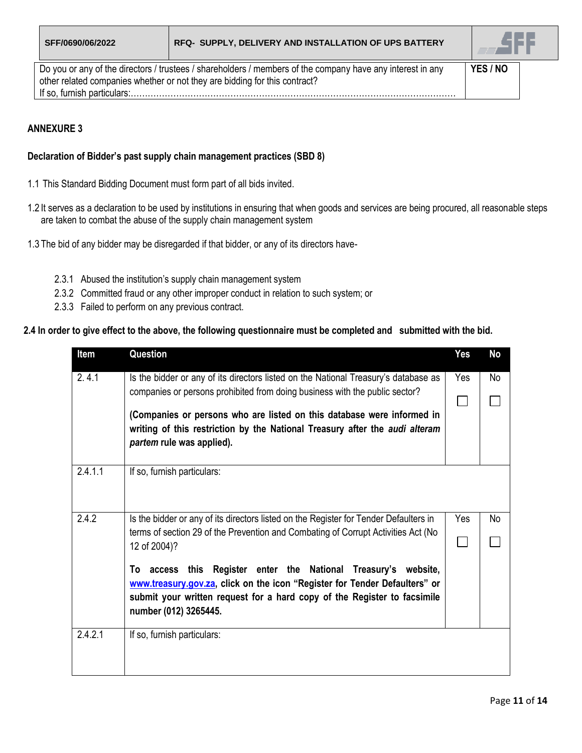| Do you or any of the directors / trustees / shareholders / members of the company have any interest in any other related companies whether or not they are bidding for this contract? If so, furnish particulars:………………………………………………………………………………………………………… | YES / NO |
|---|---|

**ANNEXURE 3**

**Declaration of Bidder's past supply chain management practices (SBD 8)**

1.1 This Standard Bidding Document must form part of all bids invited.

1.2 It serves as a declaration to be used by institutions in ensuring that when goods and services are being procured, all reasonable steps are taken to combat the abuse of the supply chain management system

1.3 The bid of any bidder may be disregarded if that bidder, or any of its directors have-

- 2.3.1 Abused the institution's supply chain management system
- 2.3.2 Committed fraud or any other improper conduct in relation to such system; or
- 2.3.3 Failed to perform on any previous contract.

**2.4 In order to give effect to the above, the following questionnaire must be completed and submitted with the bid.**

| Item | Question | Yes | No |
|---|---|---|---|
| 2. 4.1 | Is the bidder or any of its directors listed on the National Treasury's database as companies or persons prohibited from doing business with the public sector?<br><br>**(Companies or persons who are listed on this database were informed in writing of this restriction by the National Treasury after the *audi alteram partem* rule was applied).** | Yes<br>☐ | No<br>☐ |
| 2.4.1.1 | If so, furnish particulars: | | |
| 2.4.2 | Is the bidder or any of its directors listed on the Register for Tender Defaulters in terms of section 29 of the Prevention and Combating of Corrupt Activities Act (No 12 of 2004)?<br><br>**To access this Register enter the National Treasury's website, www.treasury.gov.za, click on the icon "Register for Tender Defaulters" or submit your written request for a hard copy of the Register to facsimile number (012) 3265445.** | Yes<br>☐ | No<br>☐ |
| 2.4.2.1 | If so, furnish particulars: | | |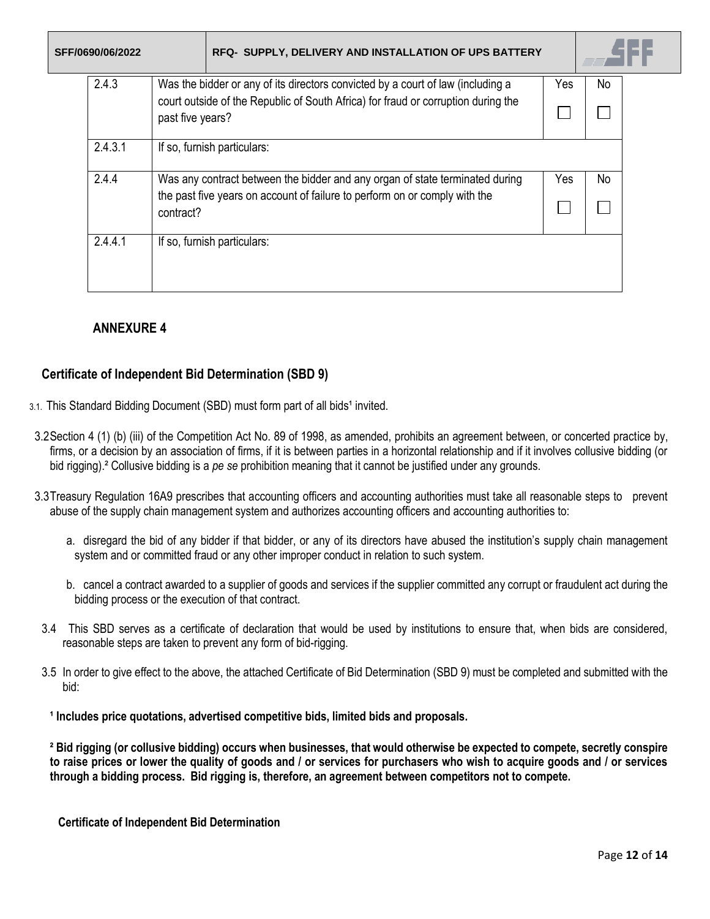| | | | |
|---|---|---|---|
| 2.4.3 | Was the bidder or any of its directors convicted by a court of law (including a court outside of the Republic of South Africa) for fraud or corruption during the past five years? | Yes ☐ | No ☐ |
| 2.4.3.1 | If so, furnish particulars: | | |
| 2.4.4 | Was any contract between the bidder and any organ of state terminated during the past five years on account of failure to perform on or comply with the contract? | Yes ☐ | No ☐ |
| 2.4.4.1 | If so, furnish particulars: | | |

## ANNEXURE 4

### Certificate of Independent Bid Determination (SBD 9)

3.1. This Standard Bidding Document (SBD) must form part of all bids[1] invited.

3.2 Section 4 (1) (b) (iii) of the Competition Act No. 89 of 1998, as amended, prohibits an agreement between, or concerted practice by, firms, or a decision by an association of firms, if it is between parties in a horizontal relationship and if it involves collusive bidding (or bid rigging).[2] Collusive bidding is a *pe se* prohibition meaning that it cannot be justified under any grounds.

3.3 Treasury Regulation 16A9 prescribes that accounting officers and accounting authorities must take all reasonable steps to prevent abuse of the supply chain management system and authorizes accounting officers and accounting authorities to:

a. disregard the bid of any bidder if that bidder, or any of its directors have abused the institution's supply chain management system and or committed fraud or any other improper conduct in relation to such system.

b. cancel a contract awarded to a supplier of goods and services if the supplier committed any corrupt or fraudulent act during the bidding process or the execution of that contract.

3.4 This SBD serves as a certificate of declaration that would be used by institutions to ensure that, when bids are considered, reasonable steps are taken to prevent any form of bid-rigging.

3.5 In order to give effect to the above, the attached Certificate of Bid Determination (SBD 9) must be completed and submitted with the bid:

**[1] Includes price quotations, advertised competitive bids, limited bids and proposals.**

**[2] Bid rigging (or collusive bidding) occurs when businesses, that would otherwise be expected to compete, secretly conspire to raise prices or lower the quality of goods and / or services for purchasers who wish to acquire goods and / or services through a bidding process. Bid rigging is, therefore, an agreement between competitors not to compete.**

**Certificate of Independent Bid Determination**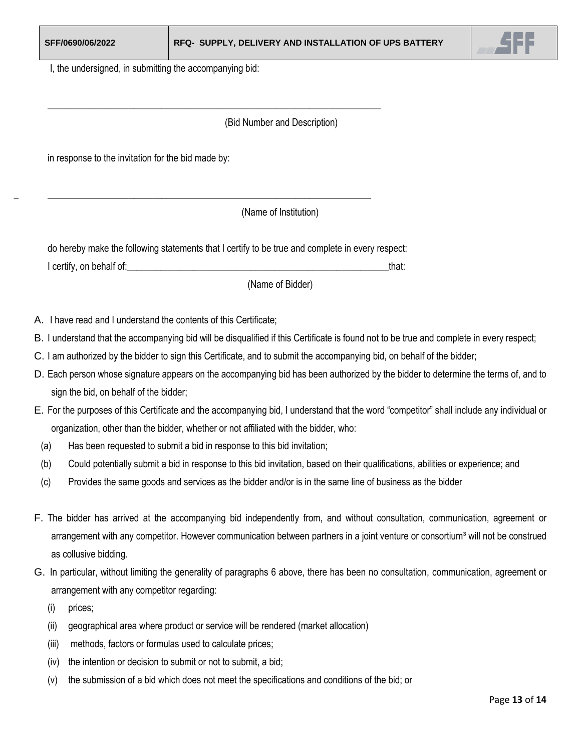I, the undersigned, in submitting the accompanying bid:

\_\_\_\_\_\_\_\_\_\_\_\_\_\_\_\_\_\_\_\_\_\_\_\_\_\_\_\_\_\_\_\_\_\_\_\_\_\_\_\_\_\_\_\_\_\_\_\_\_\_\_\_\_\_\_\_\_\_\_\_\_\_\_\_\_\_\_\_\_\_

(Bid Number and Description)

in response to the invitation for the bid made by:

\_\_\_\_\_\_\_\_\_\_\_\_\_\_\_\_\_\_\_\_\_\_\_\_\_\_\_\_\_\_\_\_\_\_\_\_\_\_\_\_\_\_\_\_\_\_\_\_\_\_\_\_\_\_\_\_\_\_\_\_\_\_\_\_\_\_\_\_\_\_

(Name of Institution)

do hereby make the following statements that I certify to be true and complete in every respect:

I certify, on behalf of:\_\_\_\_\_\_\_\_\_\_\_\_\_\_\_\_\_\_\_\_\_\_\_\_\_\_\_\_\_\_\_\_\_\_\_\_\_\_\_\_\_\_\_\_\_\_\_\_\_\_\_\_\_\_\_\_\_\_that:

(Name of Bidder)

A. I have read and I understand the contents of this Certificate;

B. I understand that the accompanying bid will be disqualified if this Certificate is found not to be true and complete in every respect;

C. I am authorized by the bidder to sign this Certificate, and to submit the accompanying bid, on behalf of the bidder;

D. Each person whose signature appears on the accompanying bid has been authorized by the bidder to determine the terms of, and to sign the bid, on behalf of the bidder;

E. For the purposes of this Certificate and the accompanying bid, I understand that the word "competitor" shall include any individual or organization, other than the bidder, whether or not affiliated with the bidder, who:

   (a) Has been requested to submit a bid in response to this bid invitation;

   (b) Could potentially submit a bid in response to this bid invitation, based on their qualifications, abilities or experience; and

   (c) Provides the same goods and services as the bidder and/or is in the same line of business as the bidder

F. The bidder has arrived at the accompanying bid independently from, and without consultation, communication, agreement or arrangement with any competitor. However communication between partners in a joint venture or consortium[3] will not be construed as collusive bidding.

G. In particular, without limiting the generality of paragraphs 6 above, there has been no consultation, communication, agreement or arrangement with any competitor regarding:

   (i) prices;

   (ii) geographical area where product or service will be rendered (market allocation)

   (iii) methods, factors or formulas used to calculate prices;

   (iv) the intention or decision to submit or not to submit, a bid;

   (v) the submission of a bid which does not meet the specifications and conditions of the bid; or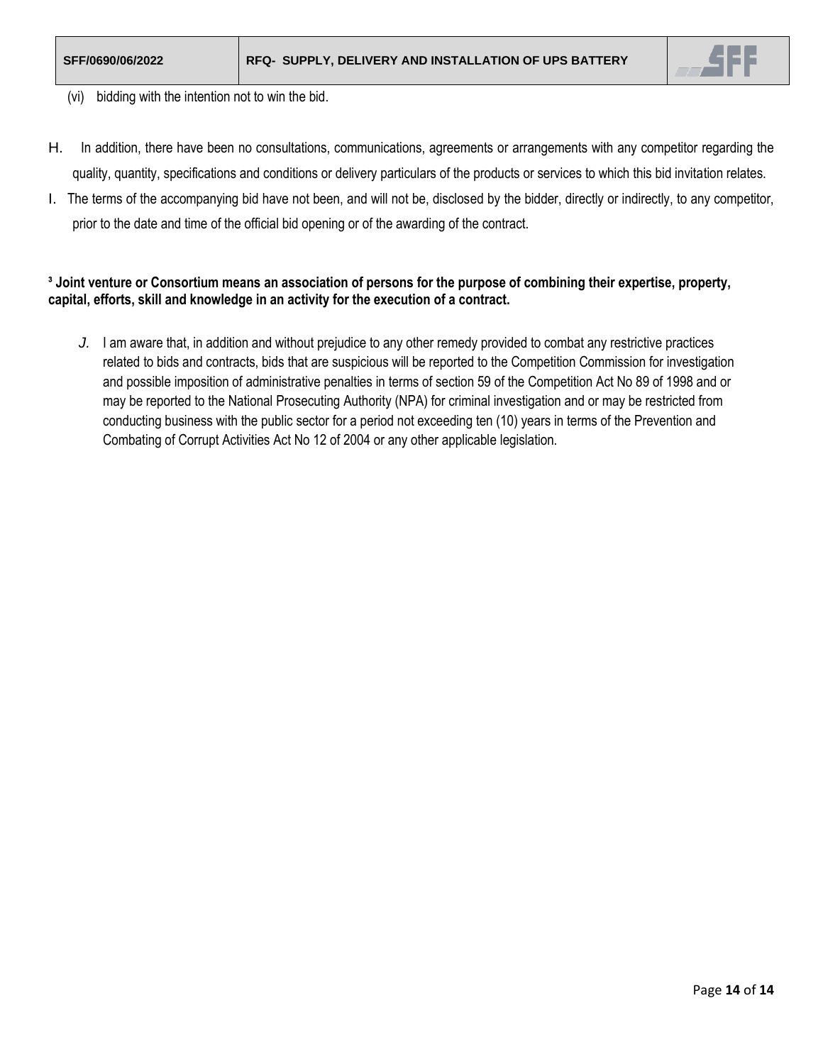(vi) bidding with the intention not to win the bid.

H. In addition, there have been no consultations, communications, agreements or arrangements with any competitor regarding the quality, quantity, specifications and conditions or delivery particulars of the products or services to which this bid invitation relates.

I. The terms of the accompanying bid have not been, and will not be, disclosed by the bidder, directly or indirectly, to any competitor, prior to the date and time of the official bid opening or of the awarding of the contract.

**[3] Joint venture or Consortium means an association of persons for the purpose of combining their expertise, property, capital, efforts, skill and knowledge in an activity for the execution of a contract.**

*J.* I am aware that, in addition and without prejudice to any other remedy provided to combat any restrictive practices related to bids and contracts, bids that are suspicious will be reported to the Competition Commission for investigation and possible imposition of administrative penalties in terms of section 59 of the Competition Act No 89 of 1998 and or may be reported to the National Prosecuting Authority (NPA) for criminal investigation and or may be restricted from conducting business with the public sector for a period not exceeding ten (10) years in terms of the Prevention and Combating of Corrupt Activities Act No 12 of 2004 or any other applicable legislation.